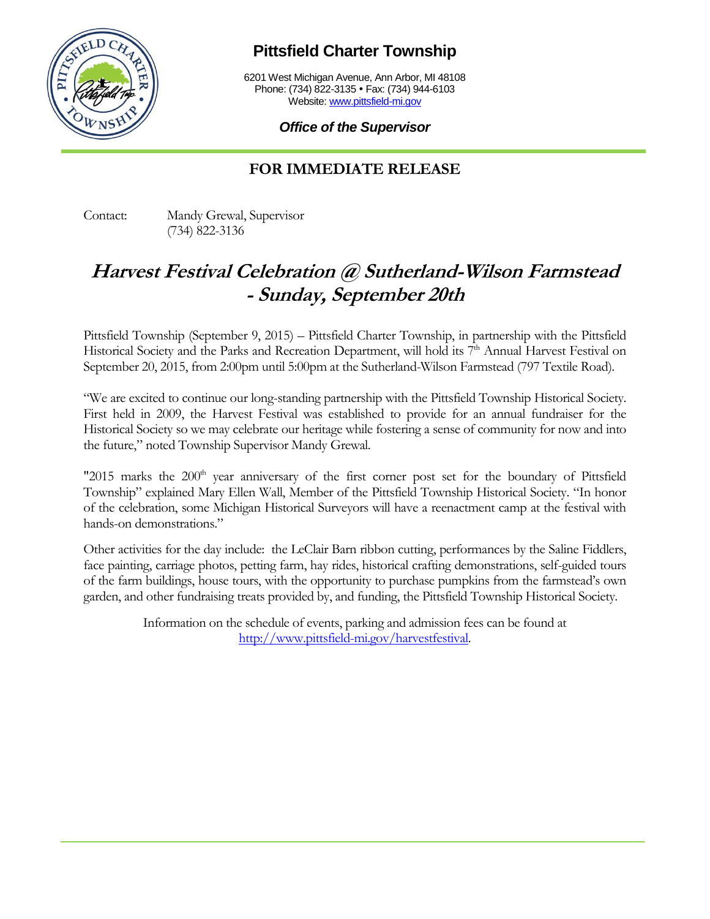# Pittsfield Charter Township

6201 West Michigan Avenue, Ann Arbor, MI 48108
Phone: (734) 822-3135 • Fax: (734) 944-6103
Website: www.pittsfield-mi.gov

***Office of the Supervisor***

## FOR IMMEDIATE RELEASE

Contact: Mandy Grewal, Supervisor
(734) 822-3136

# *Harvest Festival Celebration @ Sutherland-Wilson Farmstead - Sunday, September 20th*

Pittsfield Township (September 9, 2015) – Pittsfield Charter Township, in partnership with the Pittsfield Historical Society and the Parks and Recreation Department, will hold its 7th Annual Harvest Festival on September 20, 2015, from 2:00pm until 5:00pm at the Sutherland-Wilson Farmstead (797 Textile Road).

"We are excited to continue our long-standing partnership with the Pittsfield Township Historical Society. First held in 2009, the Harvest Festival was established to provide for an annual fundraiser for the Historical Society so we may celebrate our heritage while fostering a sense of community for now and into the future," noted Township Supervisor Mandy Grewal.

"2015 marks the 200th year anniversary of the first corner post set for the boundary of Pittsfield Township" explained Mary Ellen Wall, Member of the Pittsfield Township Historical Society. "In honor of the celebration, some Michigan Historical Surveyors will have a reenactment camp at the festival with hands-on demonstrations."

Other activities for the day include: the LeClair Barn ribbon cutting, performances by the Saline Fiddlers, face painting, carriage photos, petting farm, hay rides, historical crafting demonstrations, self-guided tours of the farm buildings, house tours, with the opportunity to purchase pumpkins from the farmstead's own garden, and other fundraising treats provided by, and funding, the Pittsfield Township Historical Society.

Information on the schedule of events, parking and admission fees can be found at http://www.pittsfield-mi.gov/harvestfestival.